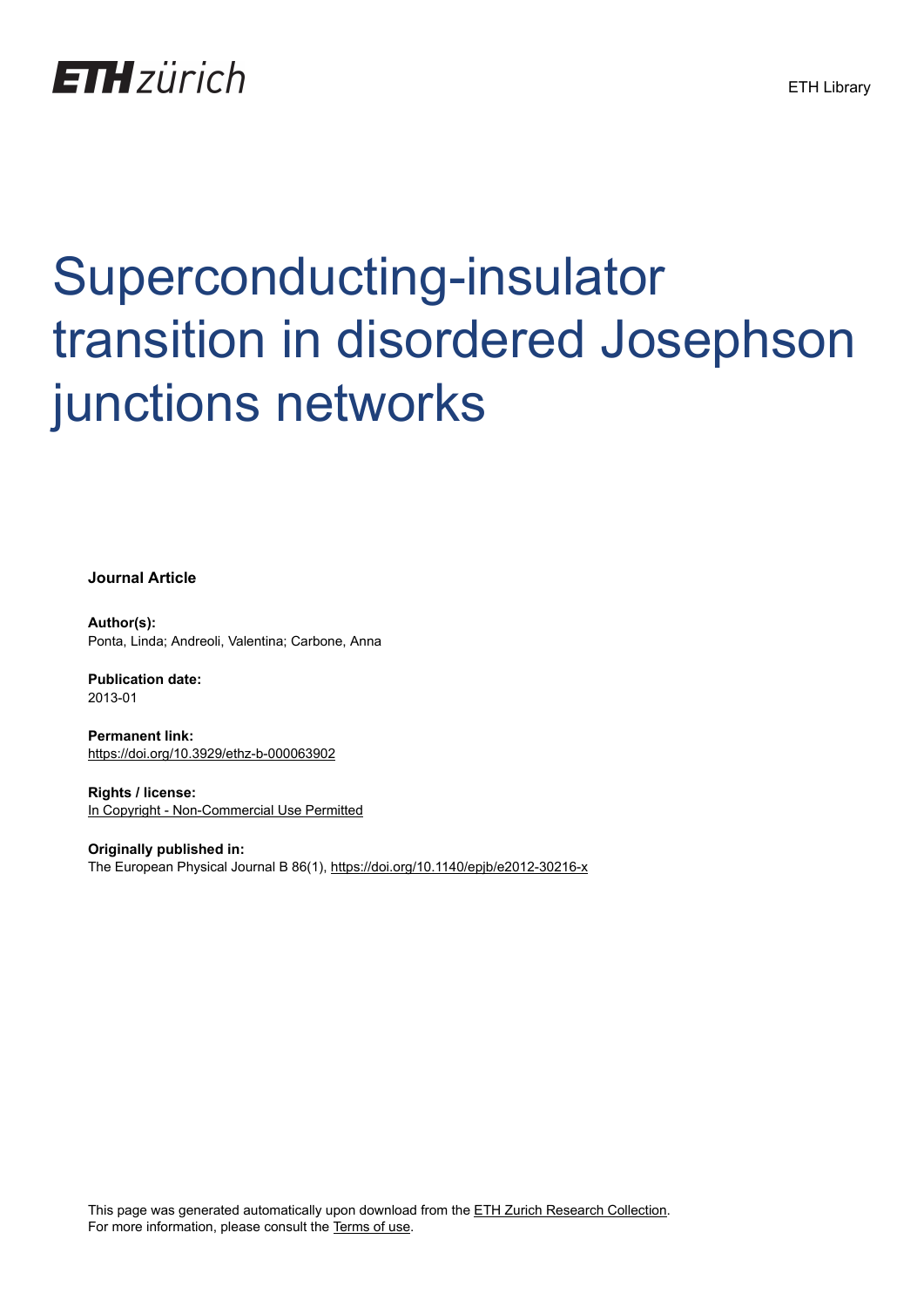ETH Library

# Superconducting-insulator transition in disordered Josephson junctions networks

**Journal Article**

**Author(s):**
Ponta, Linda; Andreoli, Valentina; Carbone, Anna

**Publication date:**
2013-01

**Permanent link:**
https://doi.org/10.3929/ethz-b-000063902

**Rights / license:**
In Copyright - Non-Commercial Use Permitted

**Originally published in:**
The European Physical Journal B 86(1), https://doi.org/10.1140/epjb/e2012-30216-x

This page was generated automatically upon download from the ETH Zurich Research Collection.
For more information, please consult the Terms of use.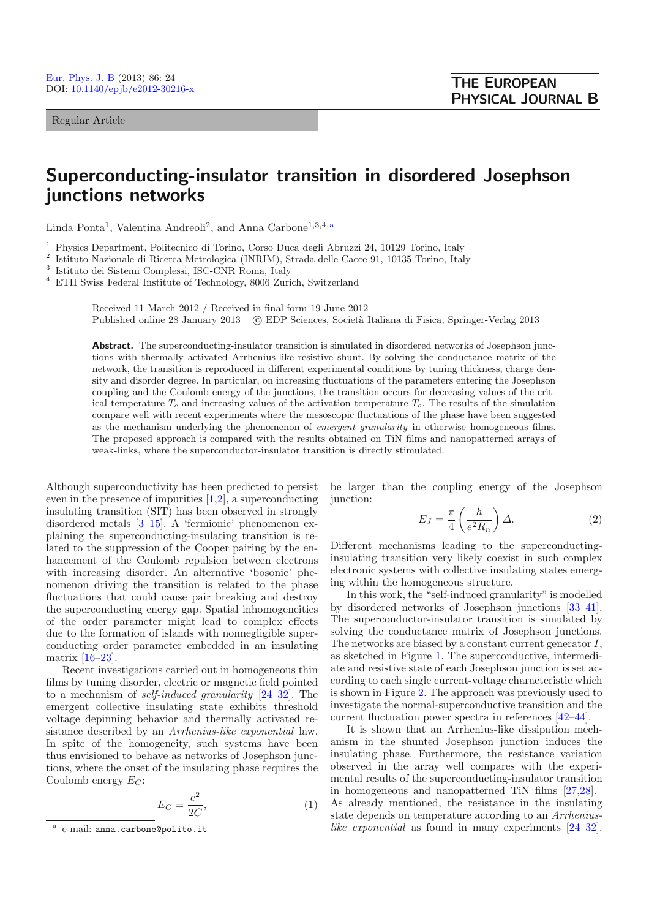Regular Article

# Superconducting-insulator transition in disordered Josephson junctions networks

Linda Ponta[1], Valentina Andreoli[2], and Anna Carbone[1,3,4,a]

[1] Physics Department, Politecnico di Torino, Corso Duca degli Abruzzi 24, 10129 Torino, Italy
[2] Istituto Nazionale di Ricerca Metrologica (INRIM), Strada delle Cacce 91, 10135 Torino, Italy
[3] Istituto dei Sistemi Complessi, ISC-CNR Roma, Italy
[4] ETH Swiss Federal Institute of Technology, 8006 Zurich, Switzerland

Received 11 March 2012 / Received in final form 19 June 2012
Published online 28 January 2013 – © EDP Sciences, Società Italiana di Fisica, Springer-Verlag 2013

**Abstract.** The superconducting-insulator transition is simulated in disordered networks of Josephson junctions with thermally activated Arrhenius-like resistive shunt. By solving the conductance matrix of the network, the transition is reproduced in different experimental conditions by tuning thickness, charge density and disorder degree. In particular, on increasing fluctuations of the parameters entering the Josephson coupling and the Coulomb energy of the junctions, the transition occurs for decreasing values of the critical temperature $T_c$ and increasing values of the activation temperature $T_o$. The results of the simulation compare well with recent experiments where the mesoscopic fluctuations of the phase have been suggested as the mechanism underlying the phenomenon of *emergent granularity* in otherwise homogeneous films. The proposed approach is compared with the results obtained on TiN films and nanopatterned arrays of weak-links, where the superconductor-insulator transition is directly stimulated.

Although superconductivity has been predicted to persist even in the presence of impurities [1,2], a superconducting insulating transition (SIT) has been observed in strongly disordered metals [3–15]. A 'fermionic' phenomenon explaining the superconducting-insulating transition is related to the suppression of the Cooper pairing by the enhancement of the Coulomb repulsion between electrons with increasing disorder. An alternative 'bosonic' phenomenon driving the transition is related to the phase fluctuations that could cause pair breaking and destroy the superconducting energy gap. Spatial inhomogeneities of the order parameter might lead to complex effects due to the formation of islands with nonnegligible superconducting order parameter embedded in an insulating matrix [16–23].

Recent investigations carried out in homogeneous thin films by tuning disorder, electric or magnetic field pointed to a mechanism of *self-induced granularity* [24–32]. The emergent collective insulating state exhibits threshold voltage depinning behavior and thermally activated resistance described by an *Arrhenius-like exponential* law. In spite of the homogeneity, such systems have been thus envisioned to behave as networks of Josephson junctions, where the onset of the insulating phase requires the Coulomb energy $E_C$:

$$E_C = \frac{e^2}{2C}, \tag{1}$$

be larger than the coupling energy of the Josephson junction:

$$E_J = \frac{\pi}{4}\left(\frac{h}{e^2 R_n}\right)\Delta. \tag{2}$$

Different mechanisms leading to the superconducting-insulating transition very likely coexist in such complex electronic systems with collective insulating states emerging within the homogeneous structure.

In this work, the "self-induced granularity" is modelled by disordered networks of Josephson junctions [33–41]. The superconductor-insulator transition is simulated by solving the conductance matrix of Josephson junctions. The networks are biased by a constant current generator $I$, as sketched in Figure 1. The superconductive, intermediate and resistive state of each Josephson junction is set according to each single current-voltage characteristic which is shown in Figure 2. The approach was previously used to investigate the normal-superconductive transition and the current fluctuation power spectra in references [42–44].

It is shown that an Arrhenius-like dissipation mechanism in the shunted Josephson junction induces the insulating phase. Furthermore, the resistance variation observed in the array well compares with the experimental results of the superconducting-insulator transition in homogeneous and nanopatterned TiN films [27,28]. As already mentioned, the resistance in the insulating state depends on temperature according to an *Arrhenius-like exponential* as found in many experiments [24–32].

[a] e-mail: anna.carbone@polito.it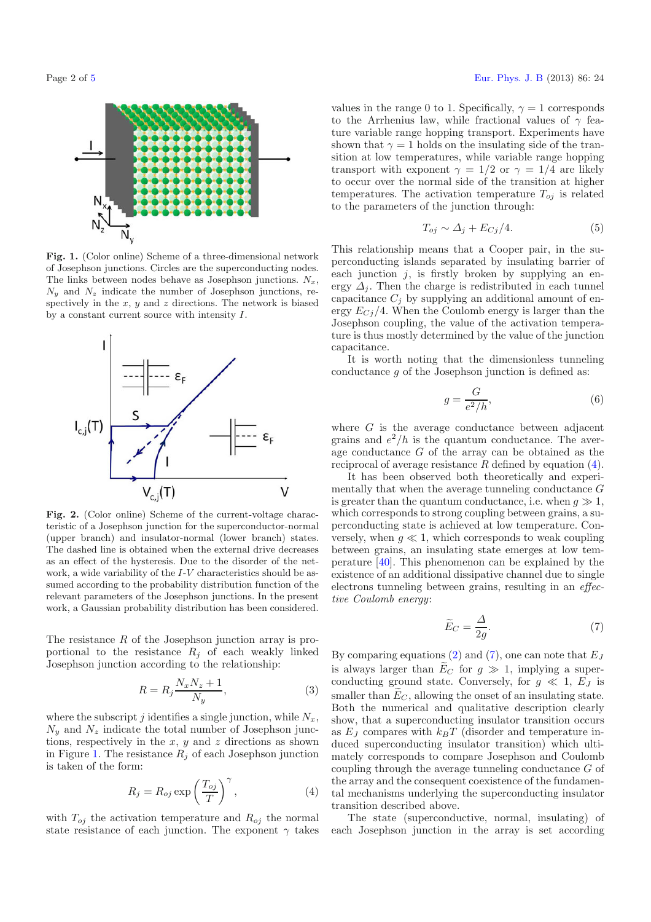**Fig. 1.** (Color online) Scheme of a three-dimensional network of Josephson junctions. Circles are the superconducting nodes. The links between nodes behave as Josephson junctions. $N_x$, $N_y$ and $N_z$ indicate the number of Josephson junctions, respectively in the $x$, $y$ and $z$ directions. The network is biased by a constant current source with intensity $I$.

**Fig. 2.** (Color online) Scheme of the current-voltage characteristic of a Josephson junction for the superconductor-normal (upper branch) and insulator-normal (lower branch) states. The dashed line is obtained when the external drive decreases as an effect of the hysteresis. Due to the disorder of the network, a wide variability of the $I$-$V$ characteristics should be assumed according to the probability distribution function of the relevant parameters of the Josephson junctions. In the present work, a Gaussian probability distribution has been considered.

The resistance $R$ of the Josephson junction array is proportional to the resistance $R_j$ of each weakly linked Josephson junction according to the relationship:

$$R = R_j \frac{N_x N_z + 1}{N_y}, \tag{3}$$

where the subscript $j$ identifies a single junction, while $N_x$, $N_y$ and $N_z$ indicate the total number of Josephson junctions, respectively in the $x$, $y$ and $z$ directions as shown in Figure 1. The resistance $R_j$ of each Josephson junction is taken of the form:

$$R_j = R_{oj} \exp\left(\frac{T_{oj}}{T}\right)^{\gamma}, \tag{4}$$

with $T_{oj}$ the activation temperature and $R_{oj}$ the normal state resistance of each junction. The exponent $\gamma$ takes values in the range 0 to 1. Specifically, $\gamma = 1$ corresponds to the Arrhenius law, while fractional values of $\gamma$ feature variable range hopping transport. Experiments have shown that $\gamma = 1$ holds on the insulating side of the transition at low temperatures, while variable range hopping transport with exponent $\gamma = 1/2$ or $\gamma = 1/4$ are likely to occur over the normal side of the transition at higher temperatures. The activation temperature $T_{oj}$ is related to the parameters of the junction through:

$$T_{oj} \sim \Delta_j + E_{Cj}/4. \tag{5}$$

This relationship means that a Cooper pair, in the superconducting islands separated by insulating barrier of each junction $j$, is firstly broken by supplying an energy $\Delta_j$. Then the charge is redistributed in each tunnel capacitance $C_j$ by supplying an additional amount of energy $E_{Cj}/4$. When the Coulomb energy is larger than the Josephson coupling, the value of the activation temperature is thus mostly determined by the value of the junction capacitance.

It is worth noting that the dimensionless tunneling conductance $g$ of the Josephson junction is defined as:

$$g = \frac{G}{e^2/h}, \tag{6}$$

where $G$ is the average conductance between adjacent grains and $e^2/h$ is the quantum conductance. The average conductance $G$ of the array can be obtained as the reciprocal of average resistance $R$ defined by equation (4).

It has been observed both theoretically and experimentally that when the average tunneling conductance $G$ is greater than the quantum conductance, i.e. when $g \gg 1$, which corresponds to strong coupling between grains, a superconducting state is achieved at low temperature. Conversely, when $g \ll 1$, which corresponds to weak coupling between grains, an insulating state emerges at low temperature [40]. This phenomenon can be explained by the existence of an additional dissipative channel due to single electrons tunneling between grains, resulting in an *effective Coulomb energy*:

$$\widetilde{E}_C = \frac{\Delta}{2g}. \tag{7}$$

By comparing equations (2) and (7), one can note that $E_J$ is always larger than $\widetilde{E}_C$ for $g \gg 1$, implying a superconducting ground state. Conversely, for $g \ll 1$, $E_J$ is smaller than $\widetilde{E}_C$, allowing the onset of an insulating state. Both the numerical and qualitative description clearly show, that a superconducting insulator transition occurs as $E_J$ compares with $k_B T$ (disorder and temperature induced superconducting insulator transition) which ultimately corresponds to compare Josephson and Coulomb coupling through the average tunneling conductance $G$ of the array and the consequent coexistence of the fundamental mechanisms underlying the superconducting insulator transition described above.

The state (superconductive, normal, insulating) of each Josephson junction in the array is set according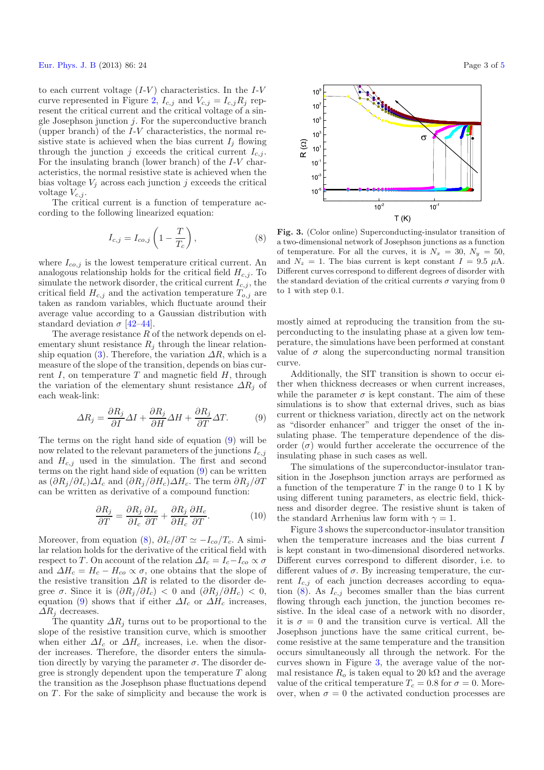to each current voltage ($I$-$V$) characteristics. In the $I$-$V$ curve represented in Figure 2, $I_{c,j}$ and $V_{c,j} = I_{c,j}R_j$ represent the critical current and the critical voltage of a single Josephson junction $j$. For the superconductive branch (upper branch) of the $I$-$V$ characteristics, the normal resistive state is achieved when the bias current $I_j$ flowing through the junction $j$ exceeds the critical current $I_{c,j}$. For the insulating branch (lower branch) of the $I$-$V$ characteristics, the normal resistive state is achieved when the bias voltage $V_j$ across each junction $j$ exceeds the critical voltage $V_{c,j}$.

The critical current is a function of temperature according to the following linearized equation:

$$I_{c,j} = I_{co,j}\left(1 - \frac{T}{T_c}\right), \tag{8}$$

where $I_{co,j}$ is the lowest temperature critical current. An analogous relationship holds for the critical field $H_{c,j}$. To simulate the network disorder, the critical current $I_{c,j}$, the critical field $H_{c,j}$ and the activation temperature $T_{o,j}$ are taken as random variables, which fluctuate around their average value according to a Gaussian distribution with standard deviation $\sigma$ [42–44].

The average resistance $R$ of the network depends on elementary shunt resistance $R_j$ through the linear relationship equation (3). Therefore, the variation $\Delta R$, which is a measure of the slope of the transition, depends on bias current $I$, on temperature $T$ and magnetic field $H$, through the variation of the elementary shunt resistance $\Delta R_j$ of each weak-link:

$$\Delta R_j = \frac{\partial R_j}{\partial I}\Delta I + \frac{\partial R_j}{\partial H}\Delta H + \frac{\partial R_j}{\partial T}\Delta T. \tag{9}$$

The terms on the right hand side of equation (9) will be now related to the relevant parameters of the junctions $I_{c,j}$ and $H_{c,j}$ used in the simulation. The first and second terms on the right hand side of equation (9) can be written as $(\partial R_j/\partial I_c)\Delta I_c$ and $(\partial R_j/\partial H_c)\Delta H_c$. The term $\partial R_j/\partial T$ can be written as derivative of a compound function:

$$\frac{\partial R_j}{\partial T} = \frac{\partial R_j}{\partial I_c}\frac{\partial I_c}{\partial T} + \frac{\partial R_j}{\partial H_c}\frac{\partial H_c}{\partial T}. \tag{10}$$

Moreover, from equation (8), $\partial I_c/\partial T \simeq -I_{co}/T_c$. A similar relation holds for the derivative of the critical field with respect to $T$. On account of the relation $\Delta I_c = I_c - I_{co} \propto \sigma$ and $\Delta H_c = H_c - H_{co} \propto \sigma$, one obtains that the slope of the resistive transition $\Delta R$ is related to the disorder degree $\sigma$. Since it is $(\partial R_j/\partial I_c) < 0$ and $(\partial R_j/\partial H_c) < 0$, equation (9) shows that if either $\Delta I_c$ or $\Delta H_c$ increases, $\Delta R_j$ decreases.

The quantity $\Delta R_j$ turns out to be proportional to the slope of the resistive transition curve, which is smoother when either $\Delta I_c$ or $\Delta H_c$ increases, i.e. when the disorder increases. Therefore, the disorder enters the simulation directly by varying the parameter $\sigma$. The disorder degree is strongly dependent upon the temperature $T$ along the transition as the Josephson phase fluctuations depend on $T$. For the sake of simplicity and because the work is mostly aimed at reproducing the transition from the superconducting to the insulating phase at a given low temperature, the simulations have been performed at constant value of $\sigma$ along the superconducting normal transition curve.

**Fig. 3.** (Color online) Superconducting-insulator transition of a two-dimensional network of Josephson junctions as a function of temperature. For all the curves, it is $N_x = 30$, $N_y = 50$, and $N_z = 1$. The bias current is kept constant $I = 9.5$ $\mu$A. Different curves correspond to different degrees of disorder with the standard deviation of the critical currents $\sigma$ varying from 0 to 1 with step 0.1.

Additionally, the SIT transition is shown to occur either when thickness decreases or when current increases, while the parameter $\sigma$ is kept constant. The aim of these simulations is to show that external drives, such as bias current or thickness variation, directly act on the network as "disorder enhancer" and trigger the onset of the insulating phase. The temperature dependence of the disorder ($\sigma$) would further accelerate the occurrence of the insulating phase in such cases as well.

The simulations of the superconductor-insulator transition in the Josephson junction arrays are performed as a function of the temperature $T$ in the range 0 to 1 K by using different tuning parameters, as electric field, thickness and disorder degree. The resistive shunt is taken of the standard Arrhenius law form with $\gamma = 1$.

Figure 3 shows the superconductor-insulator transition when the temperature increases and the bias current $I$ is kept constant in two-dimensional disordered networks. Different curves correspond to different disorder, i.e. to different values of $\sigma$. By increasing temperature, the current $I_{c,j}$ of each junction decreases according to equation (8). As $I_{c,j}$ becomes smaller than the bias current flowing through each junction, the junction becomes resistive. In the ideal case of a network with no disorder, it is $\sigma = 0$ and the transition curve is vertical. All the Josephson junctions have the same critical current, become resistive at the same temperature and the transition occurs simultaneously all through the network. For the curves shown in Figure 3, the average value of the normal resistance $R_o$ is taken equal to 20 k$\Omega$ and the average value of the critical temperature $T_c = 0.8$ for $\sigma = 0$. Moreover, when $\sigma = 0$ the activated conduction processes are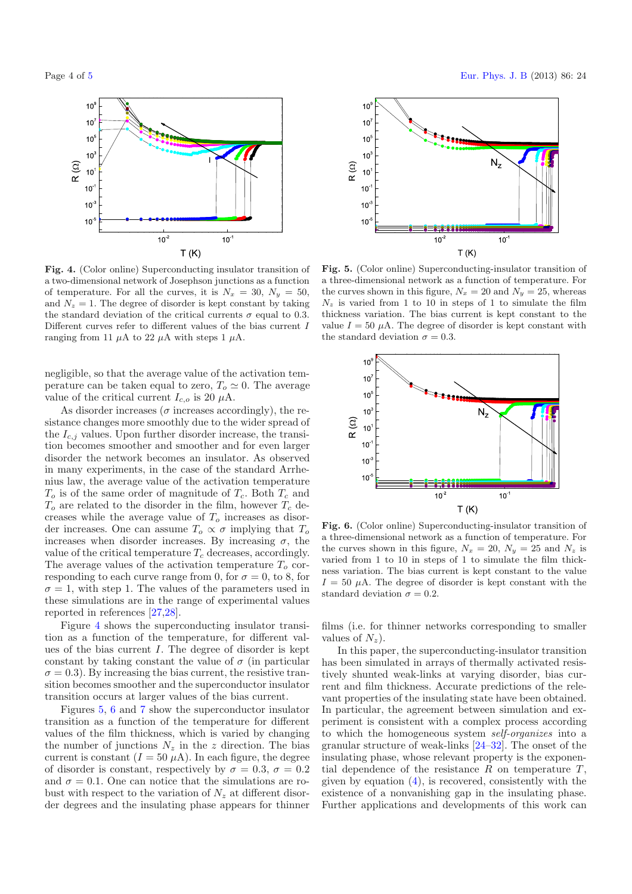Fig. 4. (Color online) Superconducting insulator transition of a two-dimensional network of Josephson junctions as a function of temperature. For all the curves, it is $N_x = 30$, $N_y = 50$, and $N_z = 1$. The degree of disorder is kept constant by taking the standard deviation of the critical currents $\sigma$ equal to 0.3. Different curves refer to different values of the bias current $I$ ranging from 11 $\mu$A to 22 $\mu$A with steps 1 $\mu$A.

Fig. 5. (Color online) Superconducting-insulator transition of a three-dimensional network as a function of temperature. For the curves shown in this figure, $N_x = 20$ and $N_y = 25$, whereas $N_z$ is varied from 1 to 10 in steps of 1 to simulate the film thickness variation. The bias current is kept constant to the value $I = 50$ $\mu$A. The degree of disorder is kept constant with the standard deviation $\sigma = 0.3$.

negligible, so that the average value of the activation temperature can be taken equal to zero, $T_o \simeq 0$. The average value of the critical current $I_{c,o}$ is 20 $\mu$A.

As disorder increases ($\sigma$ increases accordingly), the resistance changes more smoothly due to the wider spread of the $I_{c,j}$ values. Upon further disorder increase, the transition becomes smoother and smoother and for even larger disorder the network becomes an insulator. As observed in many experiments, in the case of the standard Arrhenius law, the average value of the activation temperature $T_o$ is of the same order of magnitude of $T_c$. Both $T_c$ and $T_o$ are related to the disorder in the film, however $T_c$ decreases while the average value of $T_o$ increases as disorder increases. One can assume $T_o \propto \sigma$ implying that $T_o$ increases when disorder increases. By increasing $\sigma$, the value of the critical temperature $T_c$ decreases, accordingly. The average values of the activation temperature $T_o$ corresponding to each curve range from 0, for $\sigma = 0$, to 8, for $\sigma = 1$, with step 1. The values of the parameters used in these simulations are in the range of experimental values reported in references [27,28].

Figure 4 shows the superconducting insulator transition as a function of the temperature, for different values of the bias current $I$. The degree of disorder is kept constant by taking constant the value of $\sigma$ (in particular $\sigma = 0.3$). By increasing the bias current, the resistive transition becomes smoother and the superconductor insulator transition occurs at larger values of the bias current.

Figures 5, 6 and 7 show the superconductor insulator transition as a function of the temperature for different values of the film thickness, which is varied by changing the number of junctions $N_z$ in the $z$ direction. The bias current is constant ($I = 50$ $\mu$A). In each figure, the degree of disorder is constant, respectively by $\sigma = 0.3$, $\sigma = 0.2$ and $\sigma = 0.1$. One can notice that the simulations are robust with respect to the variation of $N_z$ at different disorder degrees and the insulating phase appears for thinner films (i.e. for thinner networks corresponding to smaller values of $N_z$).

Fig. 6. (Color online) Superconducting-insulator transition of a three-dimensional network as a function of temperature. For the curves shown in this figure, $N_x = 20$, $N_y = 25$ and $N_z$ is varied from 1 to 10 in steps of 1 to simulate the film thickness variation. The bias current is kept constant to the value $I = 50$ $\mu$A. The degree of disorder is kept constant with the standard deviation $\sigma = 0.2$.

In this paper, the superconducting-insulator transition has been simulated in arrays of thermally activated resistively shunted weak-links at varying disorder, bias current and film thickness. Accurate predictions of the relevant properties of the insulating state have been obtained. In particular, the agreement between simulation and experiment is consistent with a complex process according to which the homogeneous system *self-organizes* into a granular structure of weak-links [24–32]. The onset of the insulating phase, whose relevant property is the exponential dependence of the resistance $R$ on temperature $T$, given by equation (4), is recovered, consistently with the existence of a nonvanishing gap in the insulating phase. Further applications and developments of this work can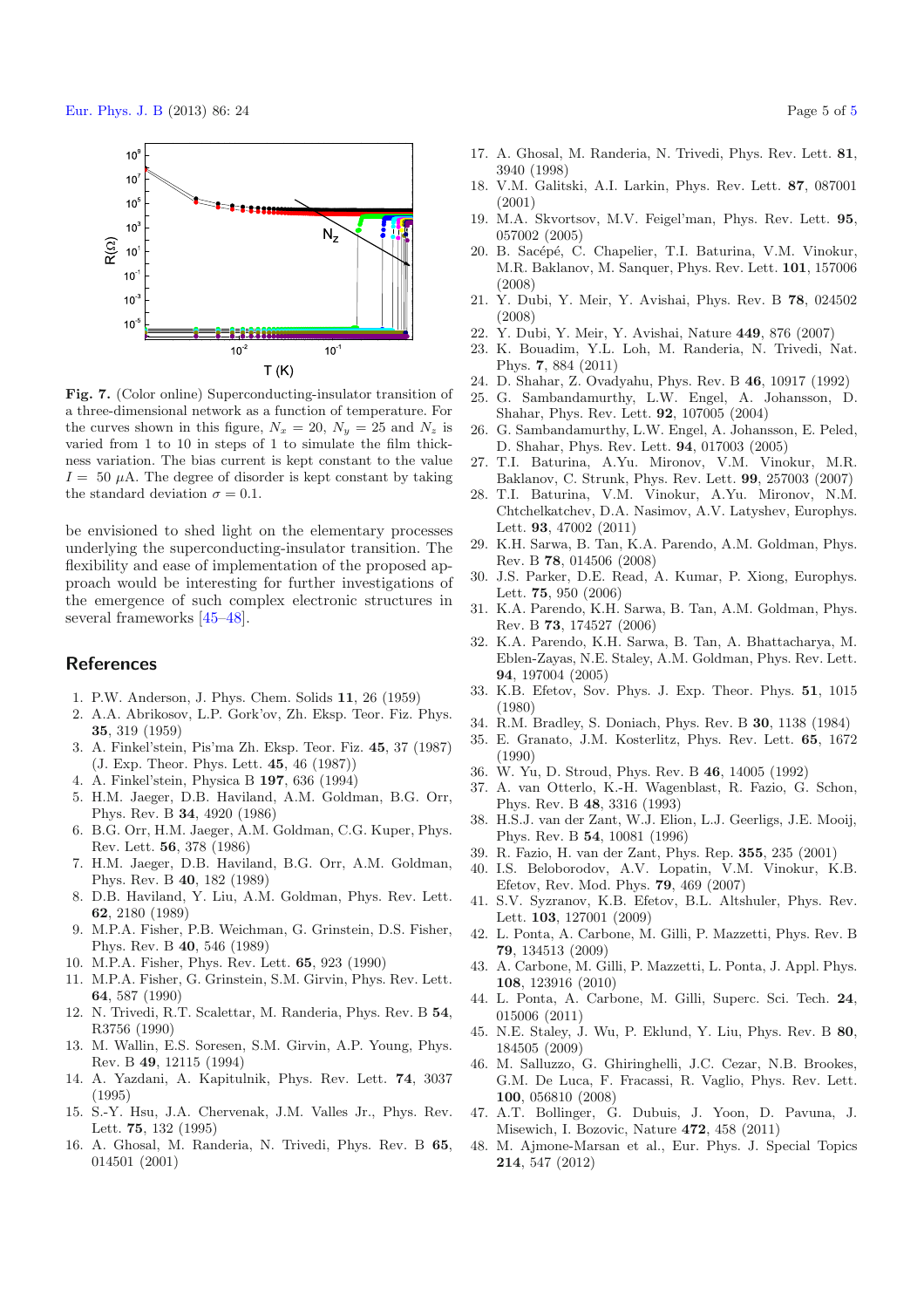R(Ω)

$10^9$
$10^7$
$10^5$
$10^3$
$10^1$
$10^{-1}$
$10^{-3}$
$10^{-5}$

$N_z$

$10^{-2}$
$10^{-1}$

T (K)

**Fig. 7.** (Color online) Superconducting-insulator transition of a three-dimensional network as a function of temperature. For the curves shown in this figure, $N_x = 20$, $N_y = 25$ and $N_z$ is varied from 1 to 10 in steps of 1 to simulate the film thickness variation. The bias current is kept constant to the value $I = 50\ \mu$A. The degree of disorder is kept constant by taking the standard deviation $\sigma = 0.1$.

be envisioned to shed light on the elementary processes underlying the superconducting-insulator transition. The flexibility and ease of implementation of the proposed approach would be interesting for further investigations of the emergence of such complex electronic structures in several frameworks [45–48].

## References

1. P.W. Anderson, J. Phys. Chem. Solids **11**, 26 (1959)
2. A.A. Abrikosov, L.P. Gork'ov, Zh. Eksp. Teor. Fiz. Phys. **35**, 319 (1959)
3. A. Finkel'stein, Pis'ma Zh. Eksp. Teor. Fiz. **45**, 37 (1987) (J. Exp. Theor. Phys. Lett. **45**, 46 (1987))
4. A. Finkel'stein, Physica B **197**, 636 (1994)
5. H.M. Jaeger, D.B. Haviland, A.M. Goldman, B.G. Orr, Phys. Rev. B **34**, 4920 (1986)
6. B.G. Orr, H.M. Jaeger, A.M. Goldman, C.G. Kuper, Phys. Rev. Lett. **56**, 378 (1986)
7. H.M. Jaeger, D.B. Haviland, B.G. Orr, A.M. Goldman, Phys. Rev. B **40**, 182 (1989)
8. D.B. Haviland, Y. Liu, A.M. Goldman, Phys. Rev. Lett. **62**, 2180 (1989)
9. M.P.A. Fisher, P.B. Weichman, G. Grinstein, D.S. Fisher, Phys. Rev. B **40**, 546 (1989)
10. M.P.A. Fisher, Phys. Rev. Lett. **65**, 923 (1990)
11. M.P.A. Fisher, G. Grinstein, S.M. Girvin, Phys. Rev. Lett. **64**, 587 (1990)
12. N. Trivedi, R.T. Scalettar, M. Randeria, Phys. Rev. B **54**, R3756 (1990)
13. M. Wallin, E.S. Soresen, S.M. Girvin, A.P. Young, Phys. Rev. B **49**, 12115 (1994)
14. A. Yazdani, A. Kapitulnik, Phys. Rev. Lett. **74**, 3037 (1995)
15. S.-Y. Hsu, J.A. Chervenak, J.M. Valles Jr., Phys. Rev. Lett. **75**, 132 (1995)
16. A. Ghosal, M. Randeria, N. Trivedi, Phys. Rev. B **65**, 014501 (2001)
17. A. Ghosal, M. Randeria, N. Trivedi, Phys. Rev. Lett. **81**, 3940 (1998)
18. V.M. Galitski, A.I. Larkin, Phys. Rev. Lett. **87**, 087001 (2001)
19. M.A. Skvortsov, M.V. Feigel'man, Phys. Rev. Lett. **95**, 057002 (2005)
20. B. Sacépé, C. Chapelier, T.I. Baturina, V.M. Vinokur, M.R. Baklanov, M. Sanquer, Phys. Rev. Lett. **101**, 157006 (2008)
21. Y. Dubi, Y. Meir, Y. Avishai, Phys. Rev. B **78**, 024502 (2008)
22. Y. Dubi, Y. Meir, Y. Avishai, Nature **449**, 876 (2007)
23. K. Bouadim, Y.L. Loh, M. Randeria, N. Trivedi, Nat. Phys. **7**, 884 (2011)
24. D. Shahar, Z. Ovadyahu, Phys. Rev. B **46**, 10917 (1992)
25. G. Sambandamurthy, L.W. Engel, A. Johansson, D. Shahar, Phys. Rev. Lett. **92**, 107005 (2004)
26. G. Sambandamurthy, L.W. Engel, A. Johansson, E. Peled, D. Shahar, Phys. Rev. Lett. **94**, 017003 (2005)
27. T.I. Baturina, A.Yu. Mironov, V.M. Vinokur, M.R. Baklanov, C. Strunk, Phys. Rev. Lett. **99**, 257003 (2007)
28. T.I. Baturina, V.M. Vinokur, A.Yu. Mironov, N.M. Chtchelkatchev, D.A. Nasimov, A.V. Latyshev, Europhys. Lett. **93**, 47002 (2011)
29. K.H. Sarwa, B. Tan, K.A. Parendo, A.M. Goldman, Phys. Rev. B **78**, 014506 (2008)
30. J.S. Parker, D.E. Read, A. Kumar, P. Xiong, Europhys. Lett. **75**, 950 (2006)
31. K.A. Parendo, K.H. Sarwa, B. Tan, A.M. Goldman, Phys. Rev. B **73**, 174527 (2006)
32. K.A. Parendo, K.H. Sarwa, B. Tan, A. Bhattacharya, M. Eblen-Zayas, N.E. Staley, A.M. Goldman, Phys. Rev. Lett. **94**, 197004 (2005)
33. K.B. Efetov, Sov. Phys. J. Exp. Theor. Phys. **51**, 1015 (1980)
34. R.M. Bradley, S. Doniach, Phys. Rev. B **30**, 1138 (1984)
35. E. Granato, J.M. Kosterlitz, Phys. Rev. Lett. **65**, 1672 (1990)
36. W. Yu, D. Stroud, Phys. Rev. B **46**, 14005 (1992)
37. A. van Otterlo, K.-H. Wagenblast, R. Fazio, G. Schon, Phys. Rev. B **48**, 3316 (1993)
38. H.S.J. van der Zant, W.J. Elion, L.J. Geerligs, J.E. Mooij, Phys. Rev. B **54**, 10081 (1996)
39. R. Fazio, H. van der Zant, Phys. Rep. **355**, 235 (2001)
40. I.S. Beloborodov, A.V. Lopatin, V.M. Vinokur, K.B. Efetov, Rev. Mod. Phys. **79**, 469 (2007)
41. S.V. Syzranov, K.B. Efetov, B.L. Altshuler, Phys. Rev. Lett. **103**, 127001 (2009)
42. L. Ponta, A. Carbone, M. Gilli, P. Mazzetti, Phys. Rev. B **79**, 134513 (2009)
43. A. Carbone, M. Gilli, P. Mazzetti, L. Ponta, J. Appl. Phys. **108**, 123916 (2010)
44. L. Ponta, A. Carbone, M. Gilli, Superc. Sci. Tech. **24**, 015006 (2011)
45. N.E. Staley, J. Wu, P. Eklund, Y. Liu, Phys. Rev. B **80**, 184505 (2009)
46. M. Salluzzo, G. Ghiringhelli, J.C. Cezar, N.B. Brookes, G.M. De Luca, F. Fracassi, R. Vaglio, Phys. Rev. Lett. **100**, 056810 (2008)
47. A.T. Bollinger, G. Dubuis, J. Yoon, D. Pavuna, J. Misewich, I. Bozovic, Nature **472**, 458 (2011)
48. M. Ajmone-Marsan et al., Eur. Phys. J. Special Topics **214**, 547 (2012)